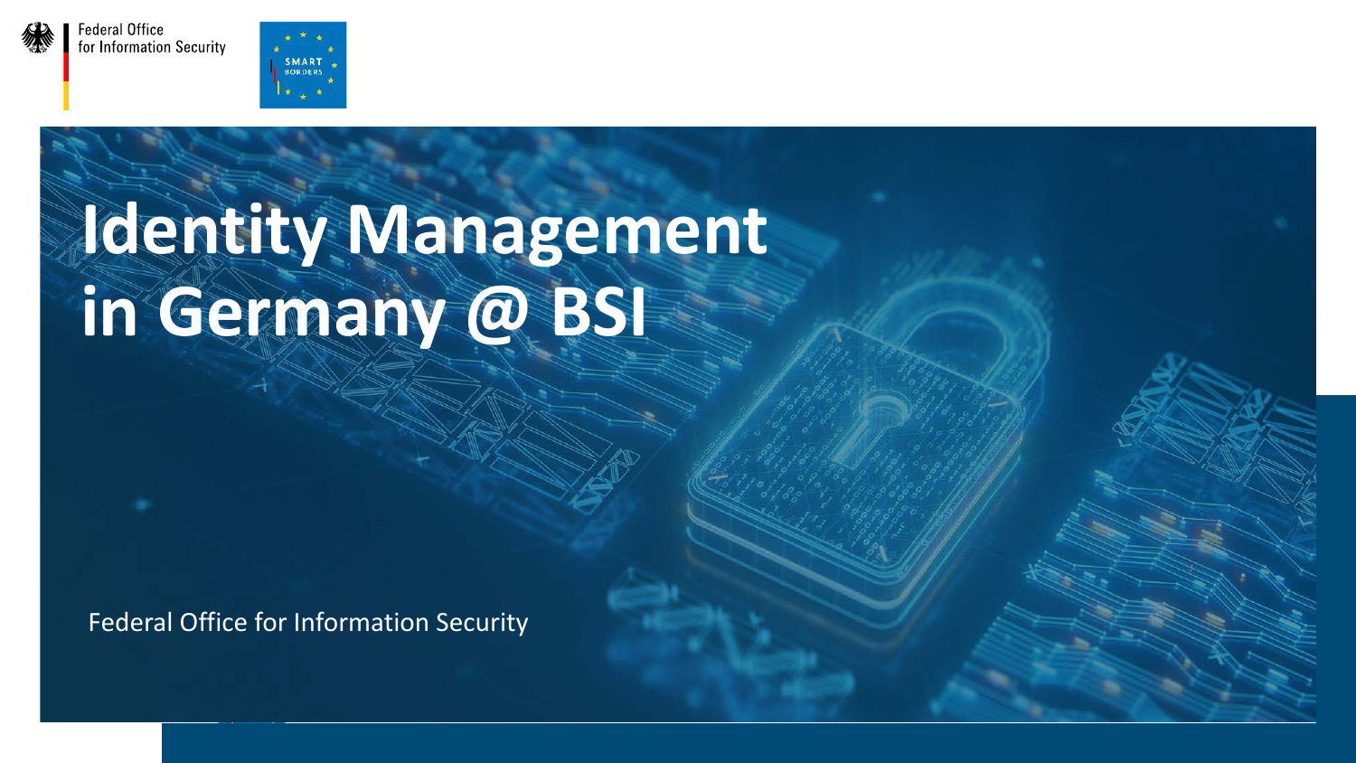Federal Office for Information Security

SMART BORDERS

# Identity Management in Germany @ BSI

Federal Office for Information Security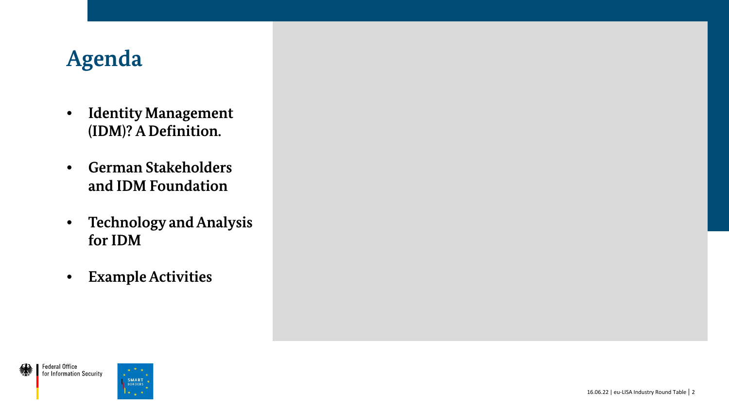# Agenda

- **Identity Management (IDM)? A Definition.**
- **German Stakeholders and IDM Foundation**
- **Technology and Analysis for IDM**
- **Example Activities**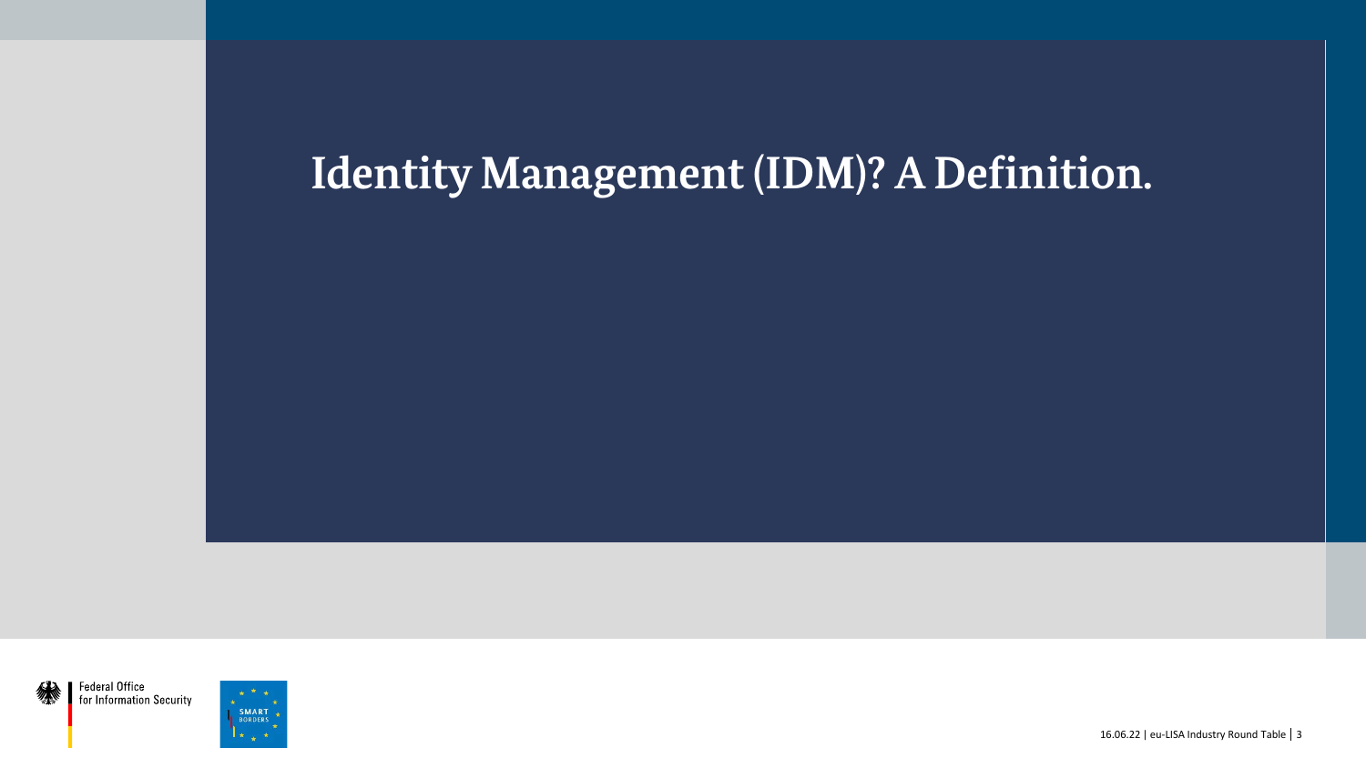# Identity Management (IDM)? A Definition.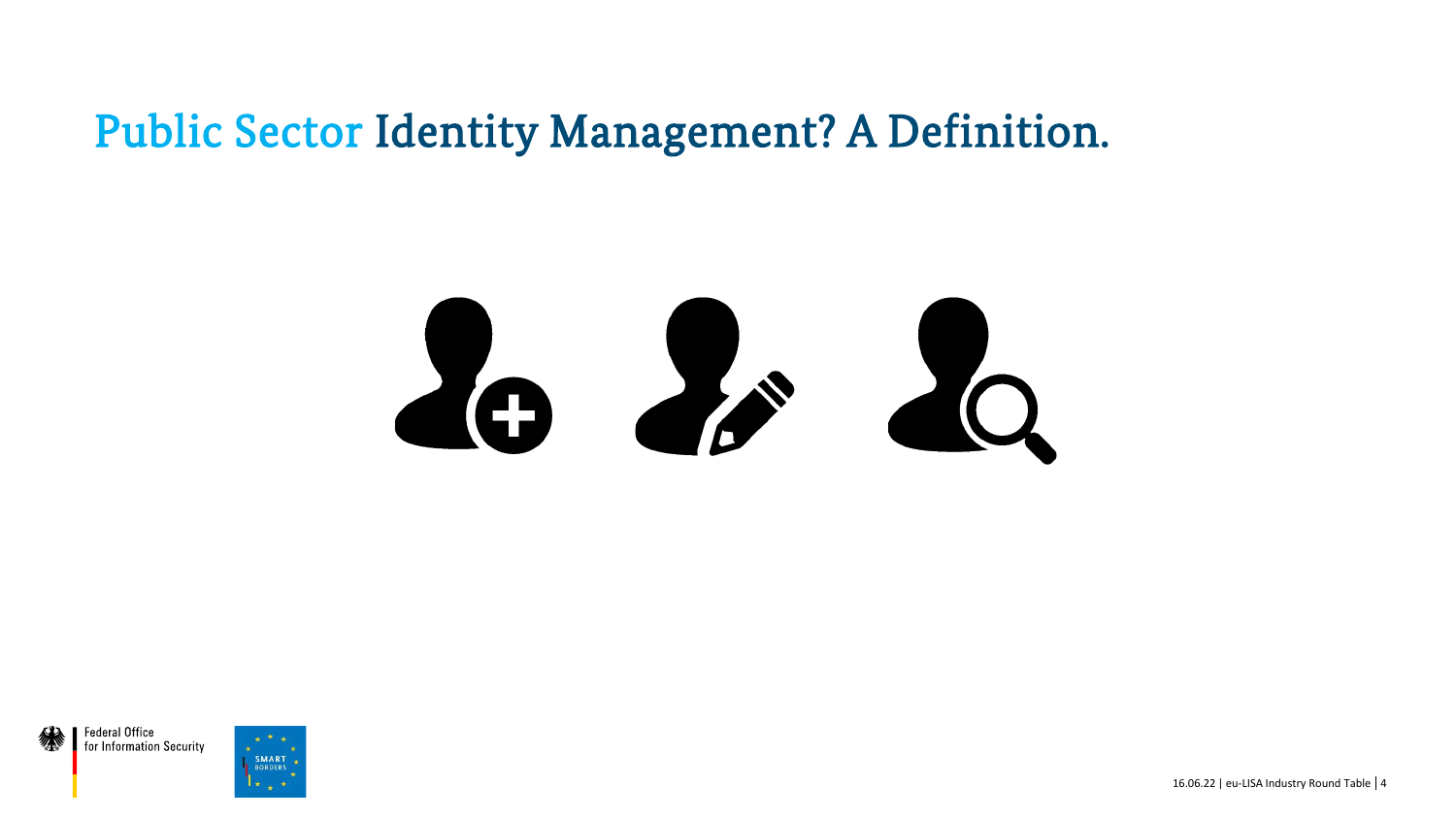# Public Sector Identity Management? A Definition.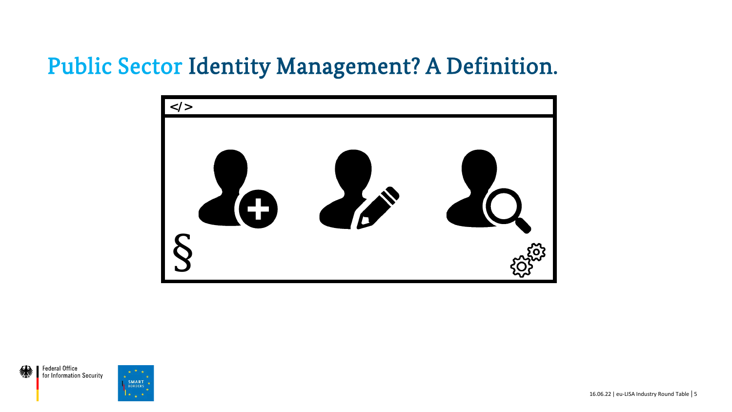# Public Sector Identity Management? A Definition.

</>

§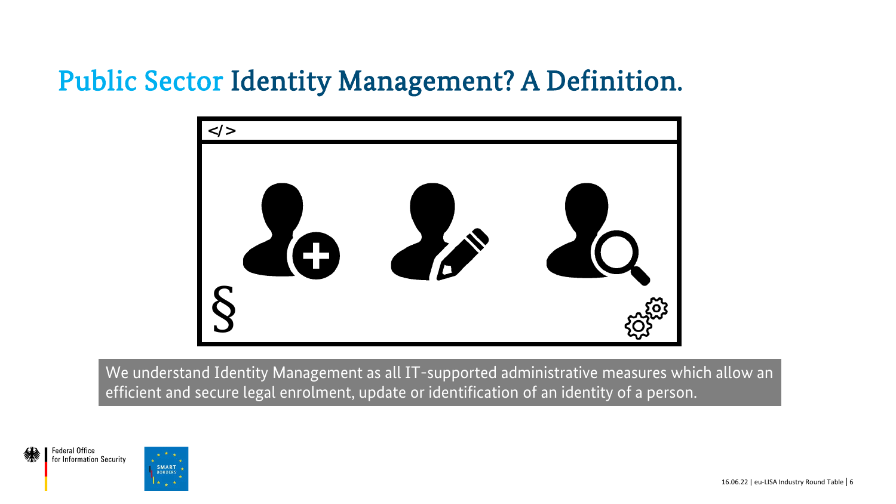# Public Sector Identity Management? A Definition.

We understand Identity Management as all IT-supported administrative measures which allow an efficient and secure legal enrolment, update or identification of an identity of a person.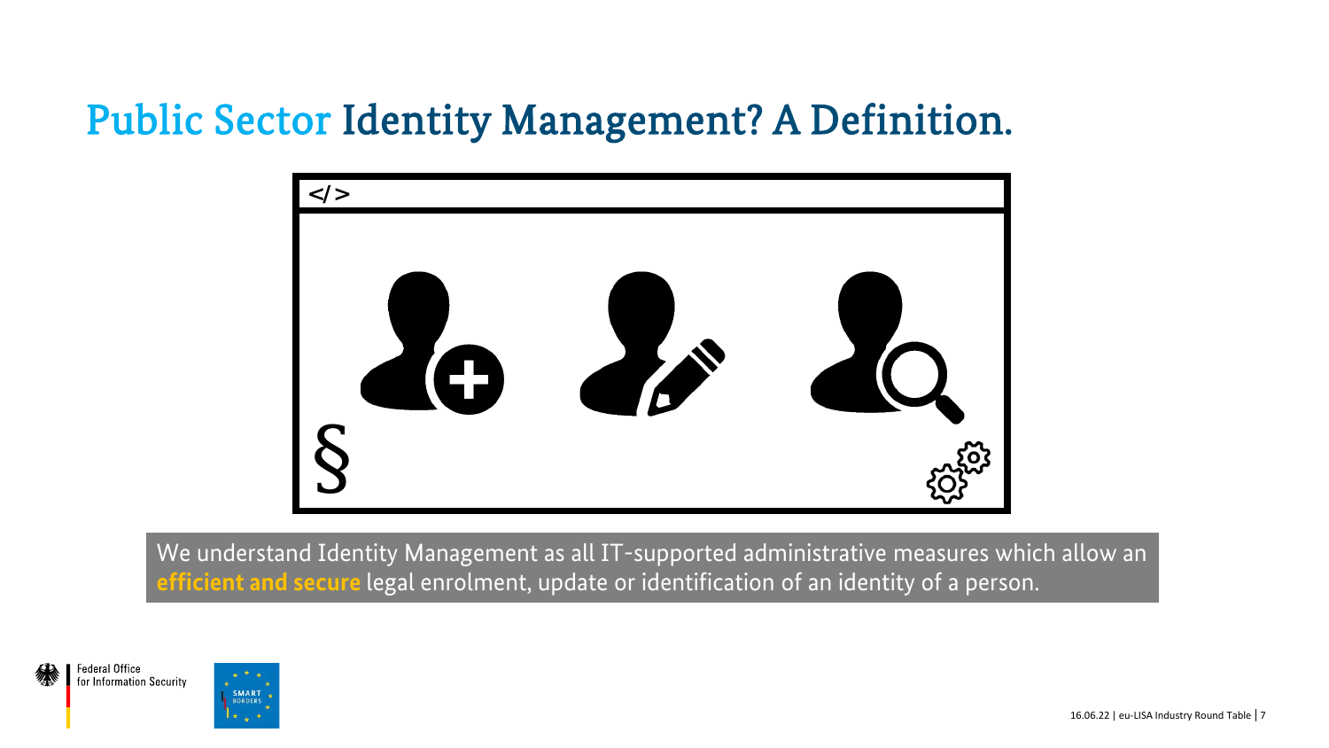# Public Sector Identity Management? A Definition.

We understand Identity Management as all IT-supported administrative measures which allow an **efficient and secure** legal enrolment, update or identification of an identity of a person.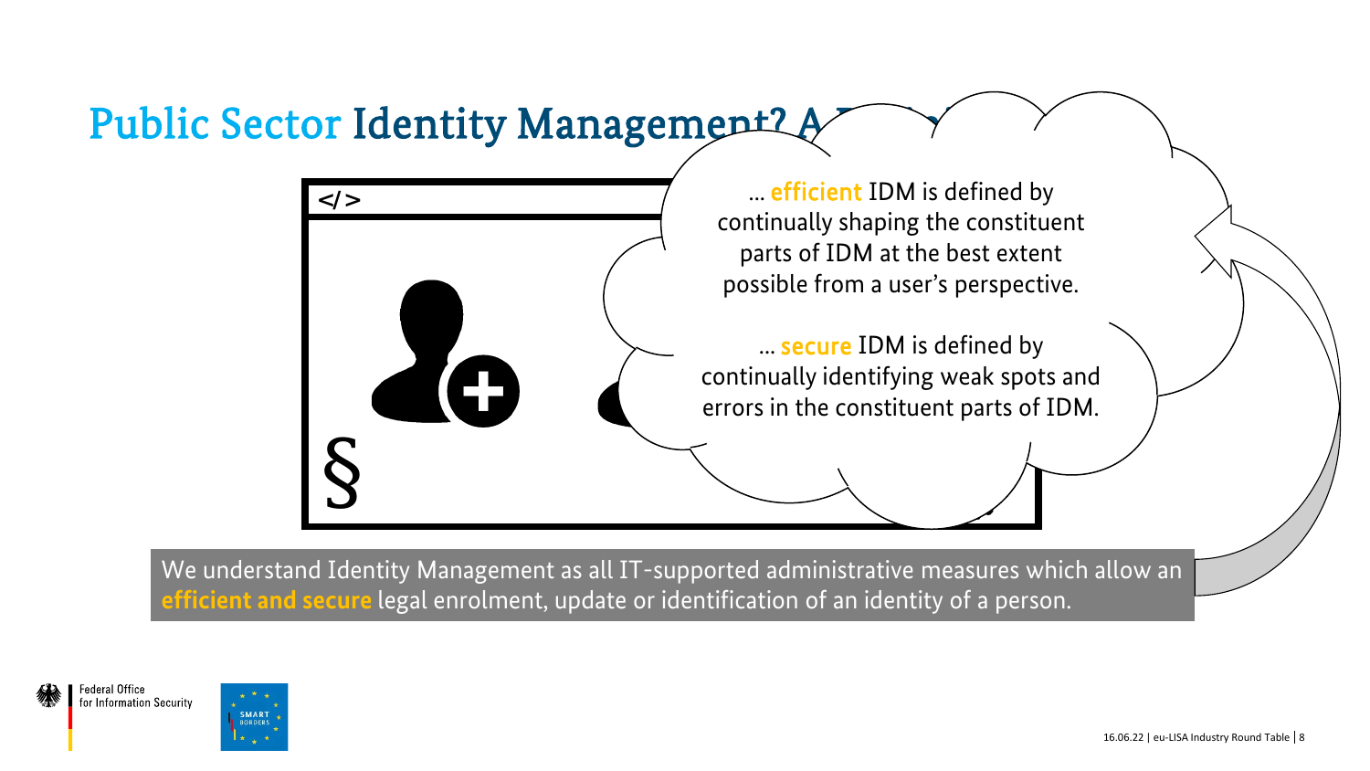# Public Sector Identity Management? A ...

</>

§

... **efficient** IDM is defined by continually shaping the constituent parts of IDM at the best extent possible from a user's perspective.

... **secure** IDM is defined by continually identifying weak spots and errors in the constituent parts of IDM.

We understand Identity Management as all IT-supported administrative measures which allow an **efficient and secure** legal enrolment, update or identification of an identity of a person.

Federal Office for Information Security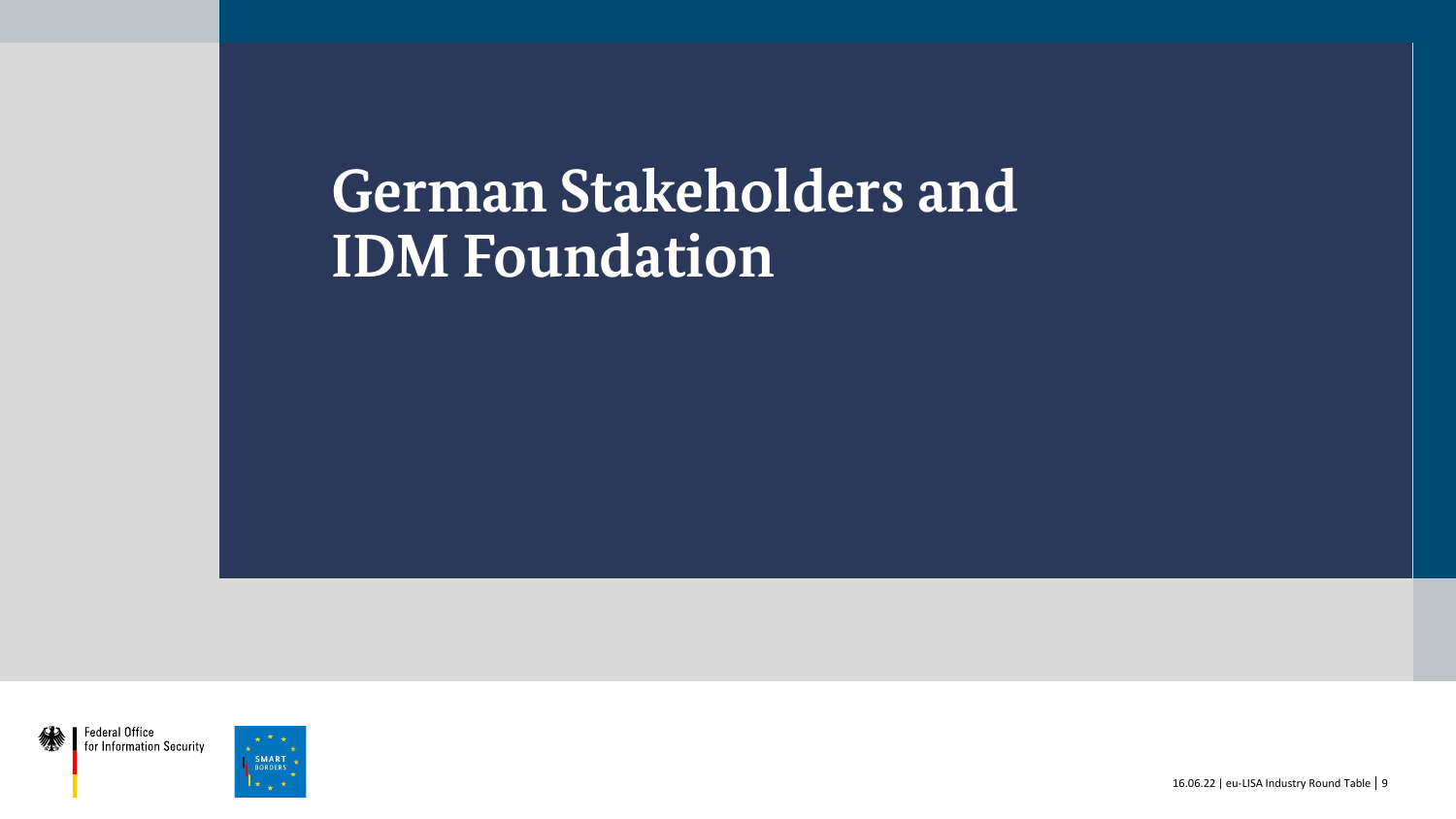# German Stakeholders and IDM Foundation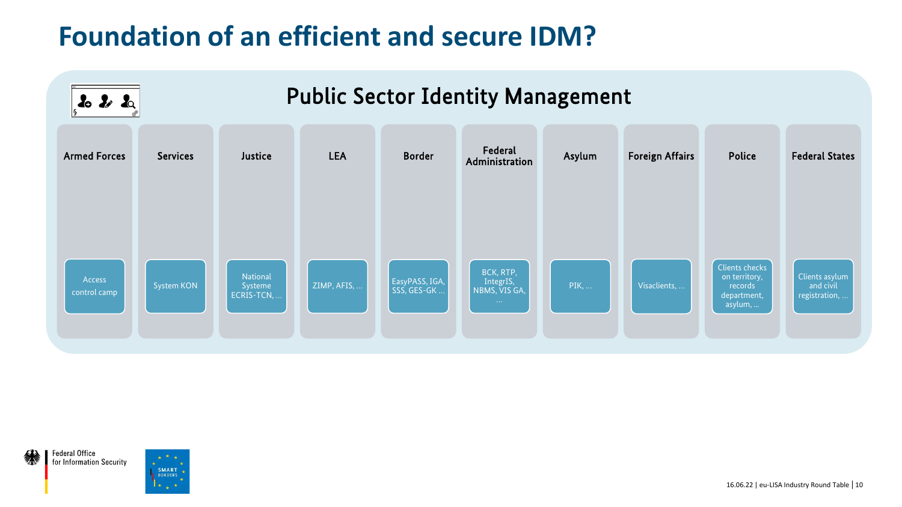# Foundation of an efficient and secure IDM?

## Public Sector Identity Management

| Armed Forces | Services | Justice | LEA | Border | Federal Administration | Asylum | Foreign Affairs | Police | Federal States |
|---|---|---|---|---|---|---|---|---|---|
| Access control camp | System KON | National Systeme ECRIS-TCN, ... | ZIMP, AFIS, ... | EasyPASS, IGA, SSS, GES-GK ... | BCK, RTP, IntegrIS, NBMS, VIS GA, ... | PIK, ... | Visaclients, ... | Clients checks on territory, records department, asylum, ... | Clients asylum and civil registration, ... |

Federal Office for Information Security

SMART BORDERS

16.06.22 | eu-LISA Industry Round Table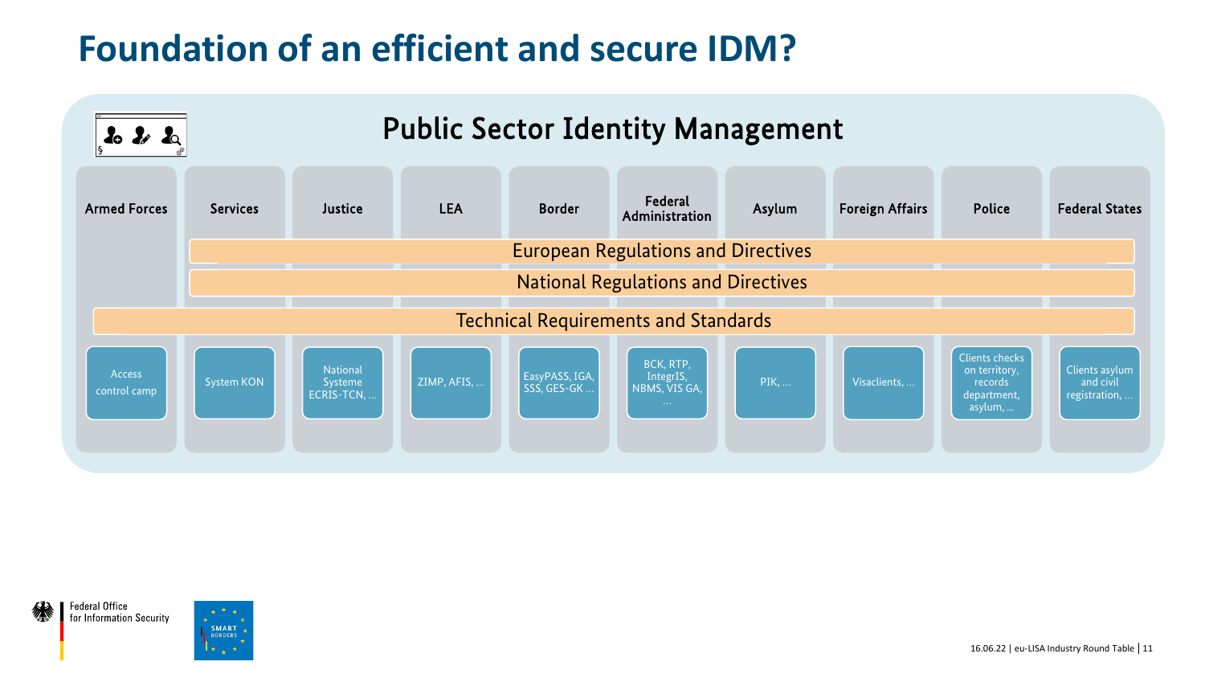# Foundation of an efficient and secure IDM?

## Public Sector Identity Management

| Armed Forces | Services | Justice | LEA | Border | Federal Administration | Asylum | Foreign Affairs | Police | Federal States |
|---|---|---|---|---|---|---|---|---|---|
| | European Regulations and Directives | | | | | | | | |
| | National Regulations and Directives | | | | | | | | |
| Technical Requirements and Standards | | | | | | | | | |
| Access control camp | System KON | National Systeme ECRIS-TCN, … | ZIMP, AFIS, … | EasyPASS, IGA, SSS, GES-GK … | BCK, RTP, IntegrIS, NBMS, VIS GA, … | PIK, … | Visaclients, … | Clients checks on territory, records department, asylum, … | Clients asylum and civil registration, … |

Federal Office for Information Security

SMART BORDERS

16.06.22 | eu-LISA Industry Round Table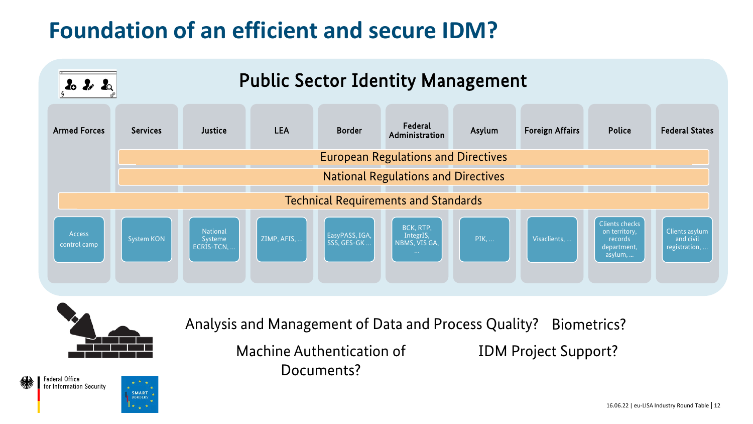# Foundation of an efficient and secure IDM?

## Public Sector Identity Management

| Armed Forces | Services | Justice | LEA | Border | Federal Administration | Asylum | Foreign Affairs | Police | Federal States |
|---|---|---|---|---|---|---|---|---|---|
| | European Regulations and Directives | | | | | | | | |
| | National Regulations and Directives | | | | | | | | |
| Technical Requirements and Standards | | | | | | | | | |
| Access control camp | System KON | National Systeme ECRIS-TCN, … | ZIMP, AFIS, … | EasyPASS, IGA, SSS, GES-GK … | BCK, RTP, IntegrIS, NBMS, VIS GA, … | PIK, … | Visaclients, … | Clients checks on territory, records department, asylum, … | Clients asylum and civil registration, … |

Analysis and Management of Data and Process Quality? Biometrics?

Machine Authentication of Documents? IDM Project Support?

Federal Office for Information Security

SMART BORDERS

16.06.22 | eu-LISA Industry Round Table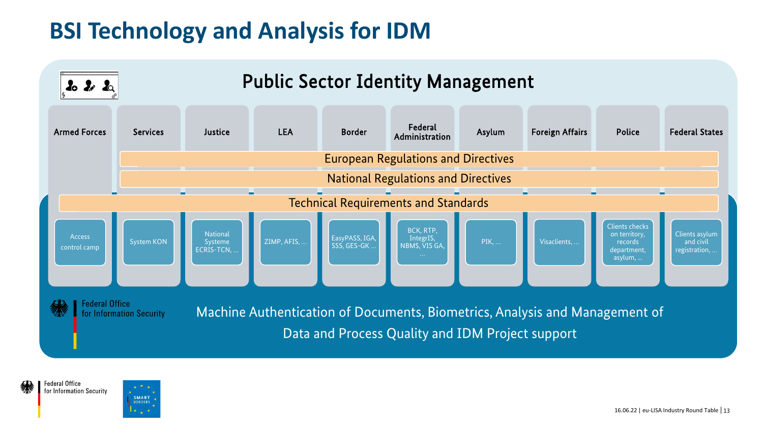# BSI Technology and Analysis for IDM

## Public Sector Identity Management

| Armed Forces | Services | Justice | LEA | Border | Federal Administration | Asylum | Foreign Affairs | Police | Federal States |
|---|---|---|---|---|---|---|---|---|---|
| Access control camp | System KON | National Systeme ECRIS-TCN, ... | ZIMP, AFIS, ... | EasyPASS, IGA, SSS, GES-GK ... | BCK, RTP, IntegrIS, NBMS, VIS GA, ... | PIK, ... | Visaclients, ... | Clients checks on territory, records department, asylum, ... | Clients asylum and civil registration, ... |

European Regulations and Directives

National Regulations and Directives

Technical Requirements and Standards

Federal Office for Information Security

Machine Authentication of Documents, Biometrics, Analysis and Management of Data and Process Quality and IDM Project support

Federal Office for Information Security

SMART BORDERS

16.06.22 | eu-LISA Industry Round Table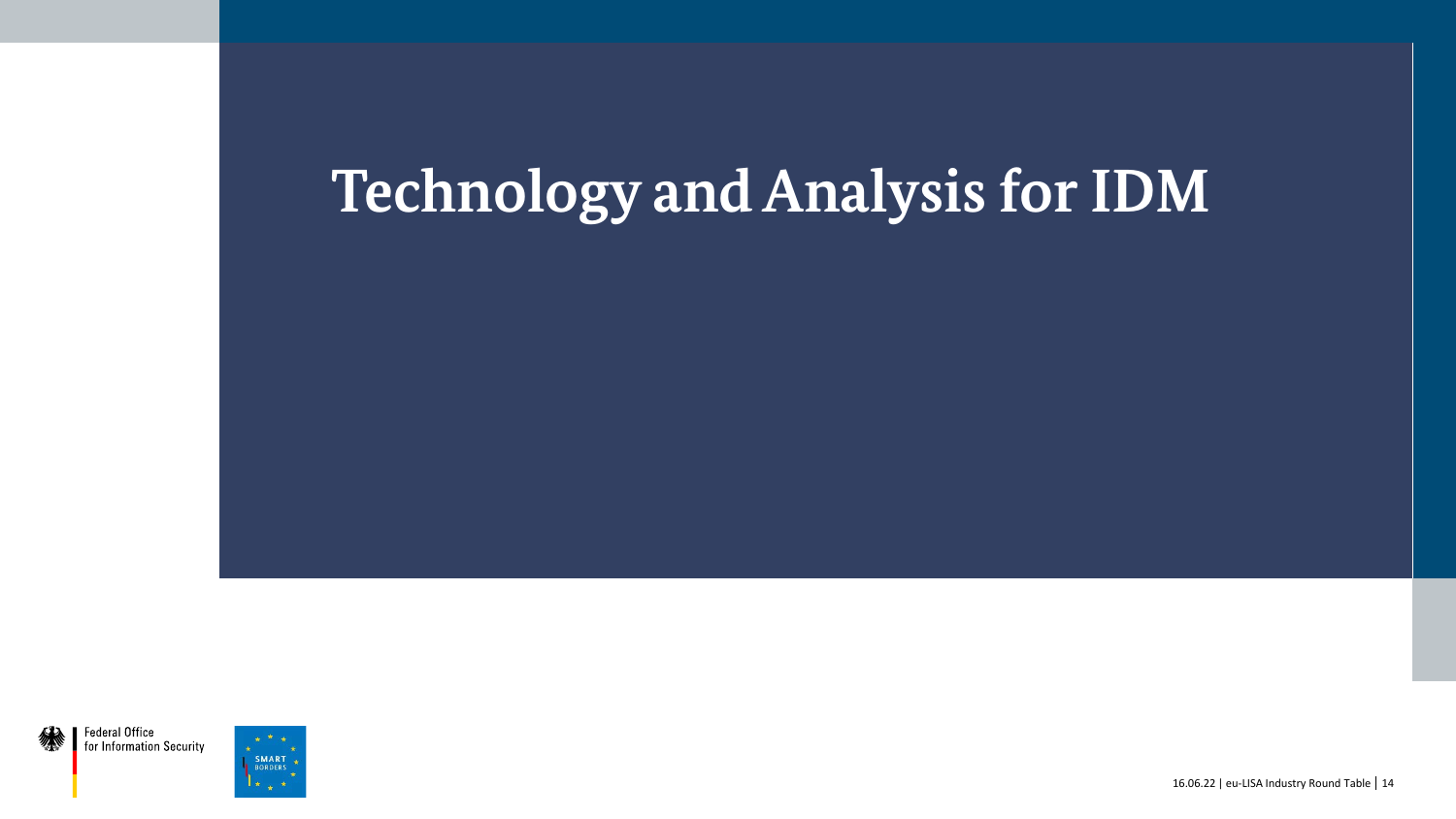# Technology and Analysis for IDM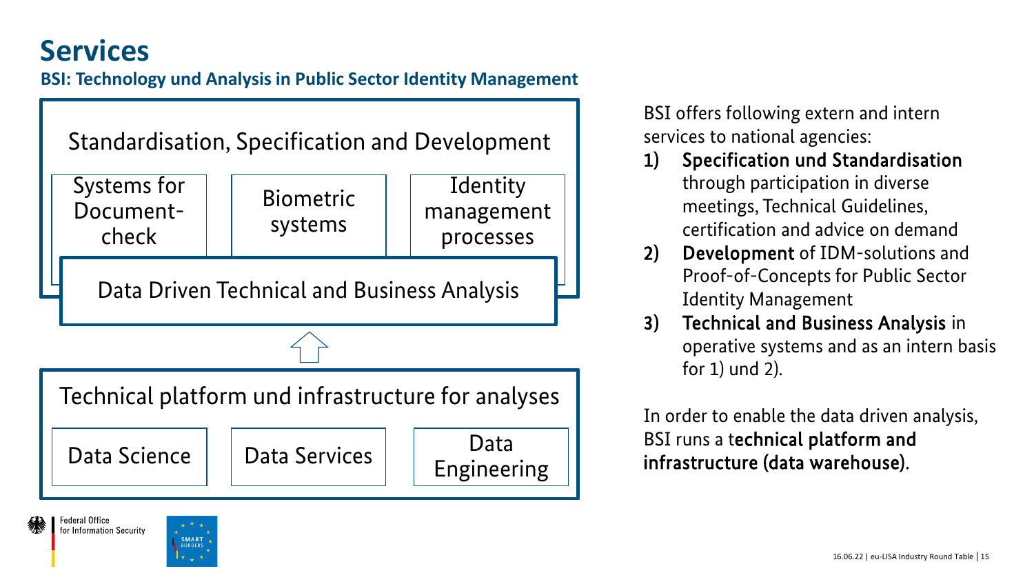# Services

**BSI: Technology und Analysis in Public Sector Identity Management**

Standardisation, Specification and Development

- Systems for Document-check
- Biometric systems
- Identity management processes

Data Driven Technical and Business Analysis

Technical platform und infrastructure for analyses

- Data Science
- Data Services
- Data Engineering

BSI offers following extern and intern services to national agencies:

1) **Specification und Standardisation** through participation in diverse meetings, Technical Guidelines, certification and advice on demand
2) **Development** of IDM-solutions and Proof-of-Concepts for Public Sector Identity Management
3) **Technical and Business Analysis** in operative systems and as an intern basis for 1) und 2).

In order to enable the data driven analysis, BSI runs a t**echnical platform and infrastructure (data warehouse)**.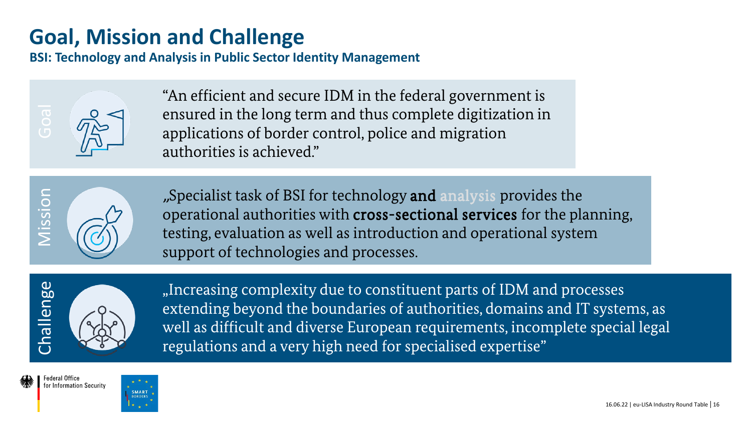# Goal, Mission and Challenge

**BSI: Technology and Analysis in Public Sector Identity Management**

**Goal**

"An efficient and secure IDM in the federal government is ensured in the long term and thus complete digitization in applications of border control, police and migration authorities is achieved."

**Mission**

„Specialist task of BSI for technology **and** analysis provides the operational authorities with **cross-sectional services** for the planning, testing, evaluation as well as introduction and operational system support of technologies and processes.

**Challenge**

„Increasing complexity due to constituent parts of IDM and processes extending beyond the boundaries of authorities, domains and IT systems, as well as difficult and diverse European requirements, incomplete special legal regulations and a very high need for specialised expertise"

Federal Office for Information Security

SMART BORDERS

16.06.22 | eu-LISA Industry Round Table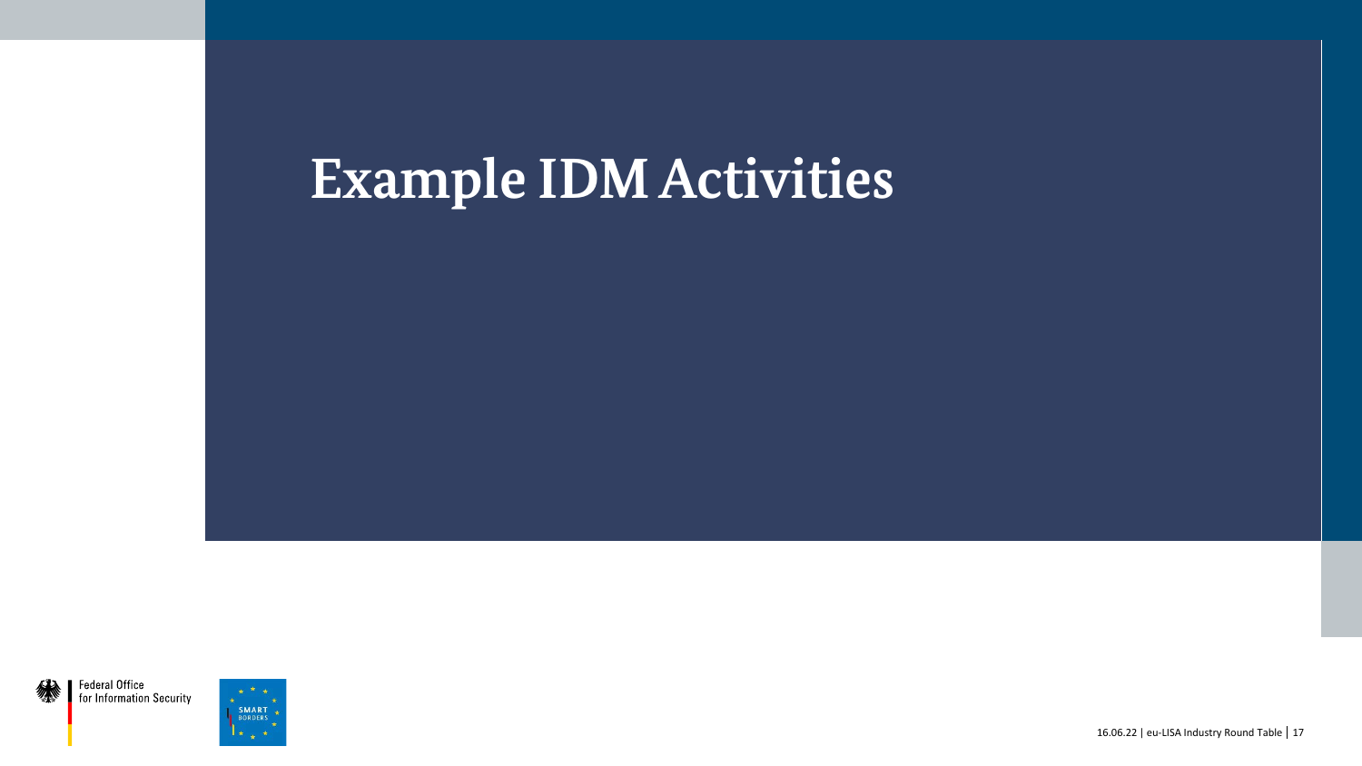# Example IDM Activities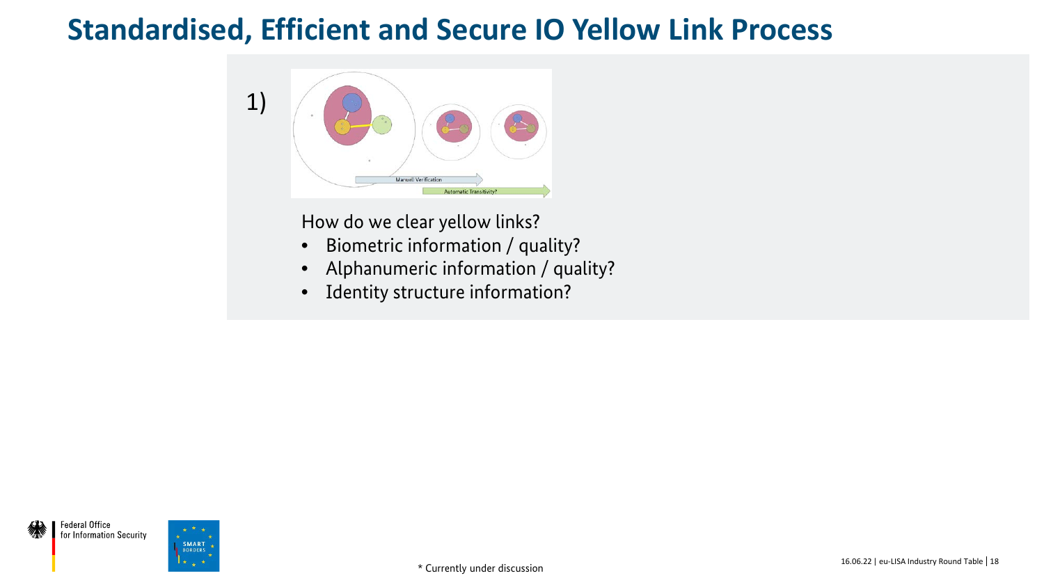# Standardised, Efficient and Secure IO Yellow Link Process

1)

Manuell Verification

Automatic Transitivity?

How do we clear yellow links?

- Biometric information / quality?
- Alphanumeric information / quality?
- Identity structure information?

\* Currently under discussion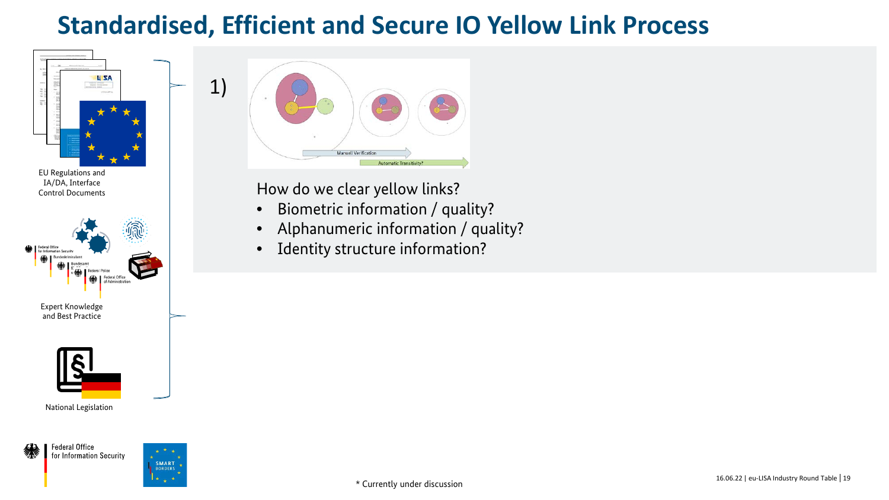# Standardised, Efficient and Secure IO Yellow Link Process

EU Regulations and IA/DA, Interface Control Documents

Expert Knowledge and Best Practice

National Legislation

1)

Manuell Verification

Automatic Transitivity?

How do we clear yellow links?

- Biometric information / quality?
- Alphanumeric information / quality?
- Identity structure information?

* Currently under discussion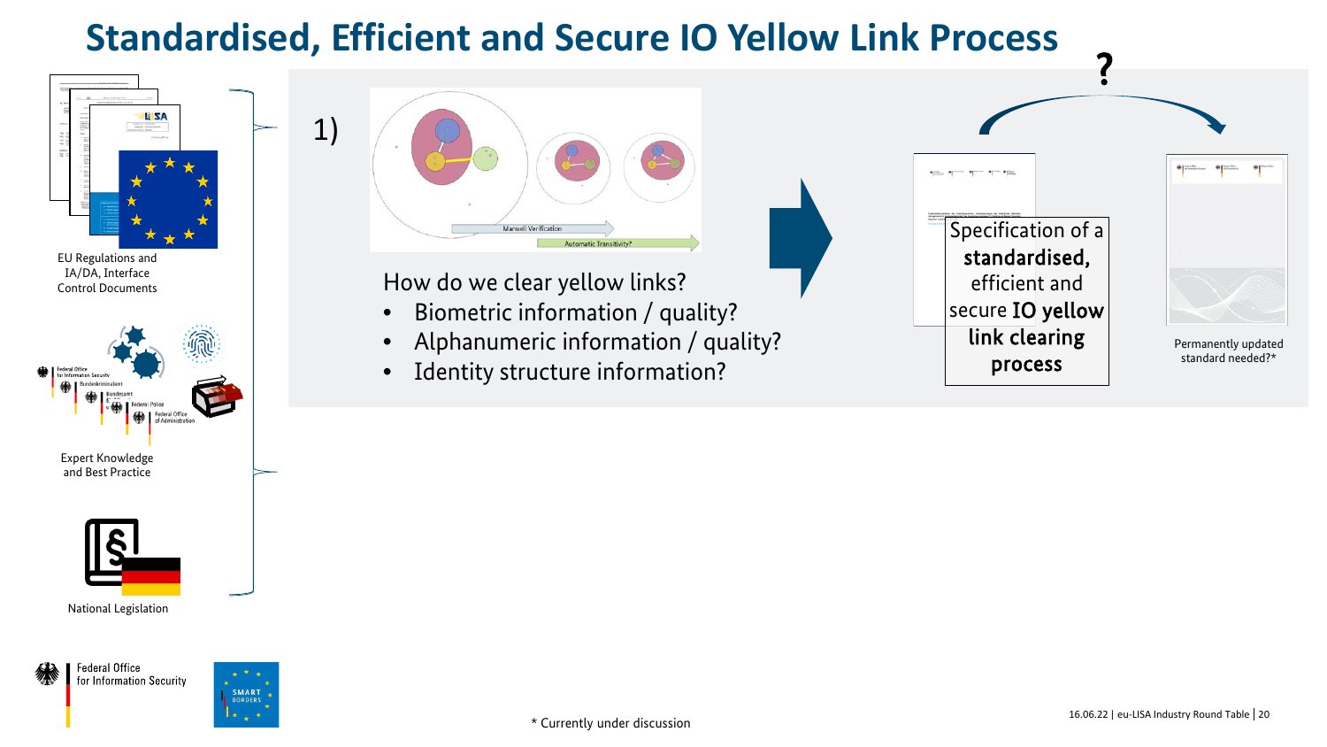# Standardised, Efficient and Secure IO Yellow Link Process

EU Regulations and IA/DA, Interface Control Documents

Expert Knowledge and Best Practice

National Legislation

1)

Manuell Verification

Automatic Transitivity?

How do we clear yellow links?

- Biometric information / quality?
- Alphanumeric information / quality?
- Identity structure information?

Specification of a **standardised,** efficient and secure **IO yellow link clearing process**

?

Permanently updated standard needed?*

Federal Office for Information Security

SMART BORDERS

* Currently under discussion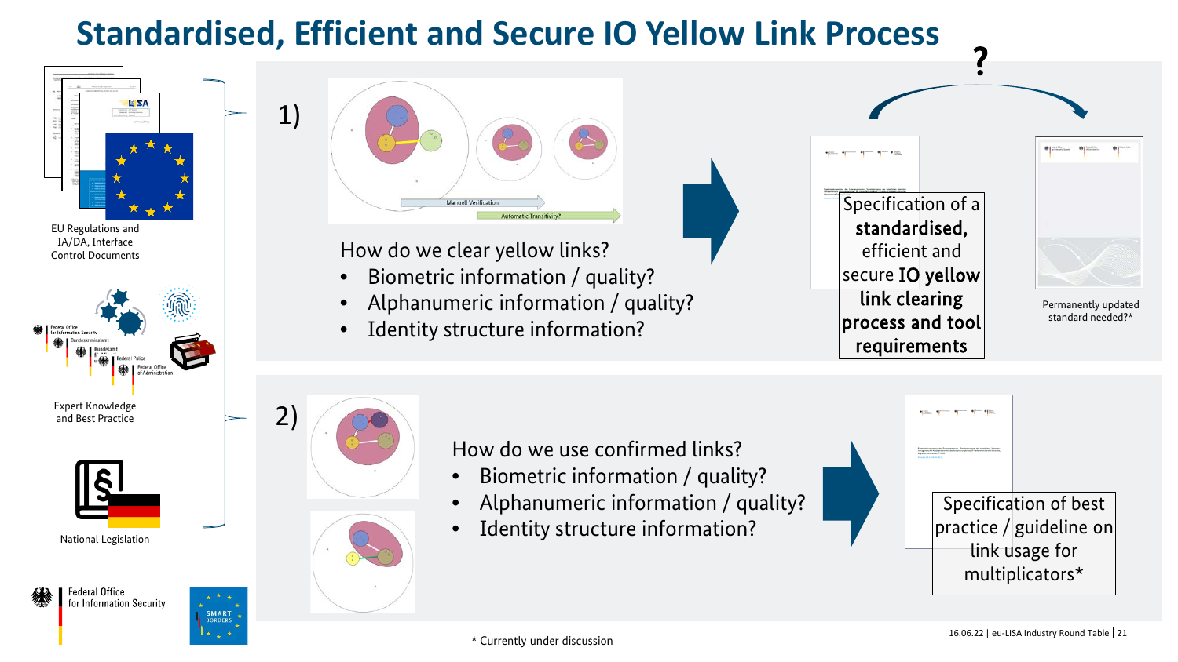# Standardised, Efficient and Secure IO Yellow Link Process

EU Regulations and IA/DA, Interface Control Documents

Expert Knowledge and Best Practice

National Legislation

1)

Manuell Verification

Automatic Transitivity?

How do we clear yellow links?

- Biometric information / quality?
- Alphanumeric information / quality?
- Identity structure information?

Specification of a **standardised,** efficient and secure **IO yellow link clearing process and tool requirements**

?

Permanently updated standard needed?*

2)

How do we use confirmed links?

- Biometric information / quality?
- Alphanumeric information / quality?
- Identity structure information?

Specification of best practice / guideline on link usage for multiplicators*

\* Currently under discussion

16.06.22 | eu-LISA Industry Round Table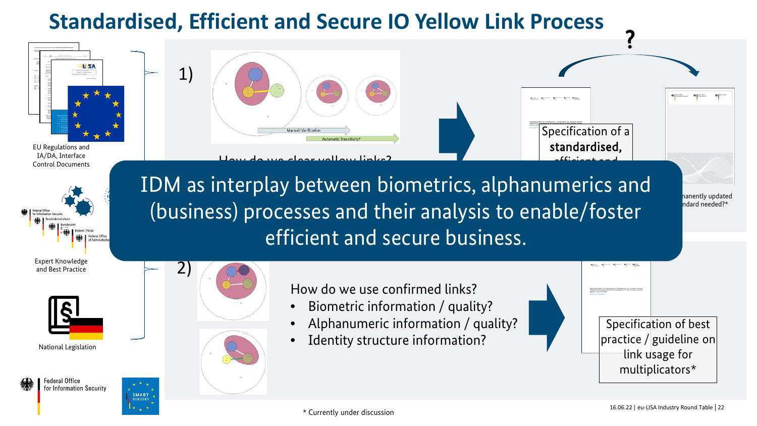# Standardised, Efficient and Secure IO Yellow Link Process

EU Regulations and IA/DA, Interface Control Documents

Expert Knowledge and Best Practice

National Legislation

1)

Manuell Verification

Automatic Transitivity?

How do we clear yellow links?

Specification of a **standardised,** efficient and

?

...nanently updated ...ndard needed?*

**IDM as interplay between biometrics, alphanumerics and (business) processes and their analysis to enable/foster efficient and secure business.**

2)

How do we use confirmed links?

- Biometric information / quality?
- Alphanumeric information / quality?
- Identity structure information?

Specification of best practice / guideline on link usage for multiplicators*

Federal Office for Information Security

SMART BORDERS

\* Currently under discussion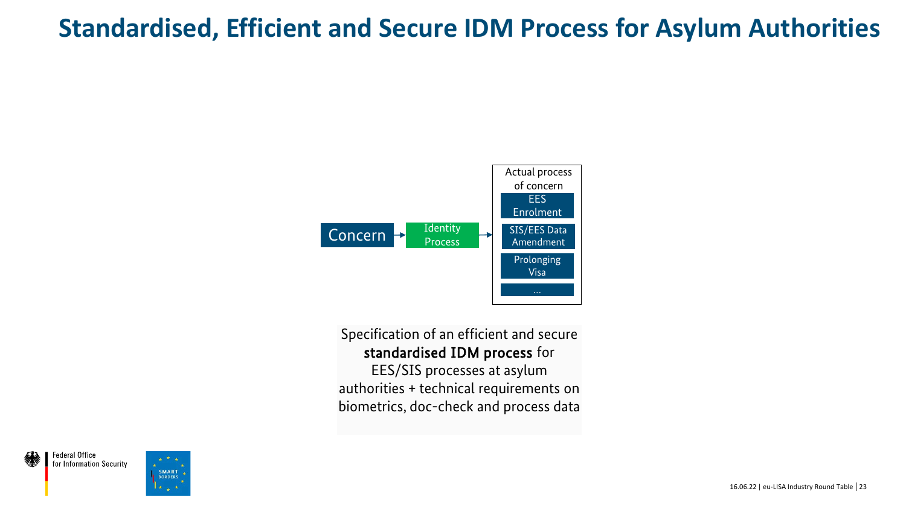# Standardised, Efficient and Secure IDM Process for Asylum Authorities

Concern → Identity Process →

Actual process of concern

- EES Enrolment
- SIS/EES Data Amendment
- Prolonging Visa
- ...

Specification of an efficient and secure **standardised IDM process** for EES/SIS processes at asylum authorities + technical requirements on biometrics, doc-check and process data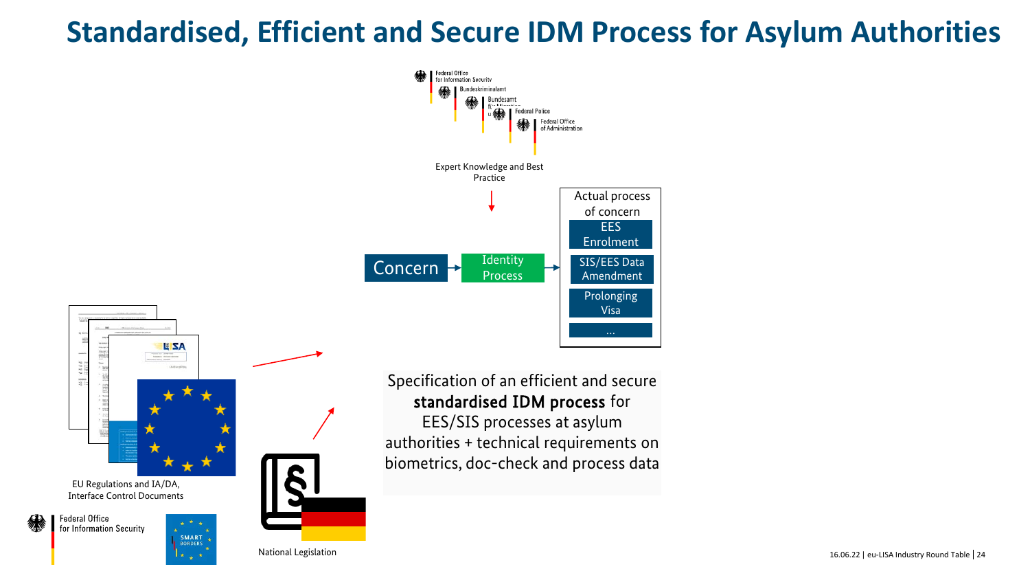# Standardised, Efficient and Secure IDM Process for Asylum Authorities

Federal Office for Information Security

Bundeskriminalamt

Bundesamt für Migration und Flüchtlinge

Federal Police

Federal Office of Administration

Expert Knowledge and Best Practice

Concern → Identity Process →

Actual process of concern

- EES Enrolment
- SIS/EES Data Amendment
- Prolonging Visa
- ...

EU Regulations and IA/DA, Interface Control Documents

National Legislation

Specification of an efficient and secure **standardised IDM process** for EES/SIS processes at asylum authorities + technical requirements on biometrics, doc-check and process data

Federal Office for Information Security

SMART BORDERS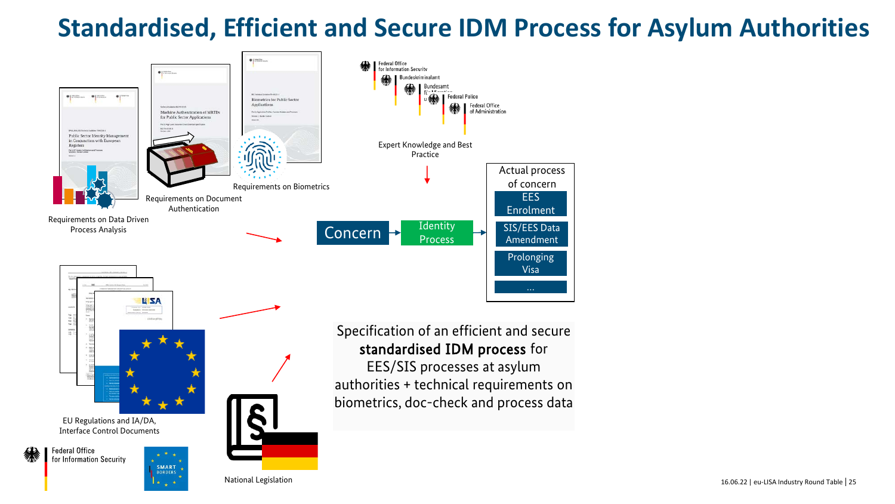# Standardised, Efficient and Secure IDM Process for Asylum Authorities

Requirements on Data Driven Process Analysis

Requirements on Document Authentication

Requirements on Biometrics

Federal Office for Information Security

Bundeskriminalamt

Bundesamt für Migration und Flüchtlinge

Federal Police

Federal Office of Administration

Expert Knowledge and Best Practice

Concern → Identity Process →

Actual process of concern

- EES Enrolment
- SIS/EES Data Amendment
- Prolonging Visa
- ...

EU Regulations and IA/DA, Interface Control Documents

Federal Office for Information Security

SMART BORDERS

National Legislation

Specification of an efficient and secure **standardised IDM process** for EES/SIS processes at asylum authorities + technical requirements on biometrics, doc-check and process data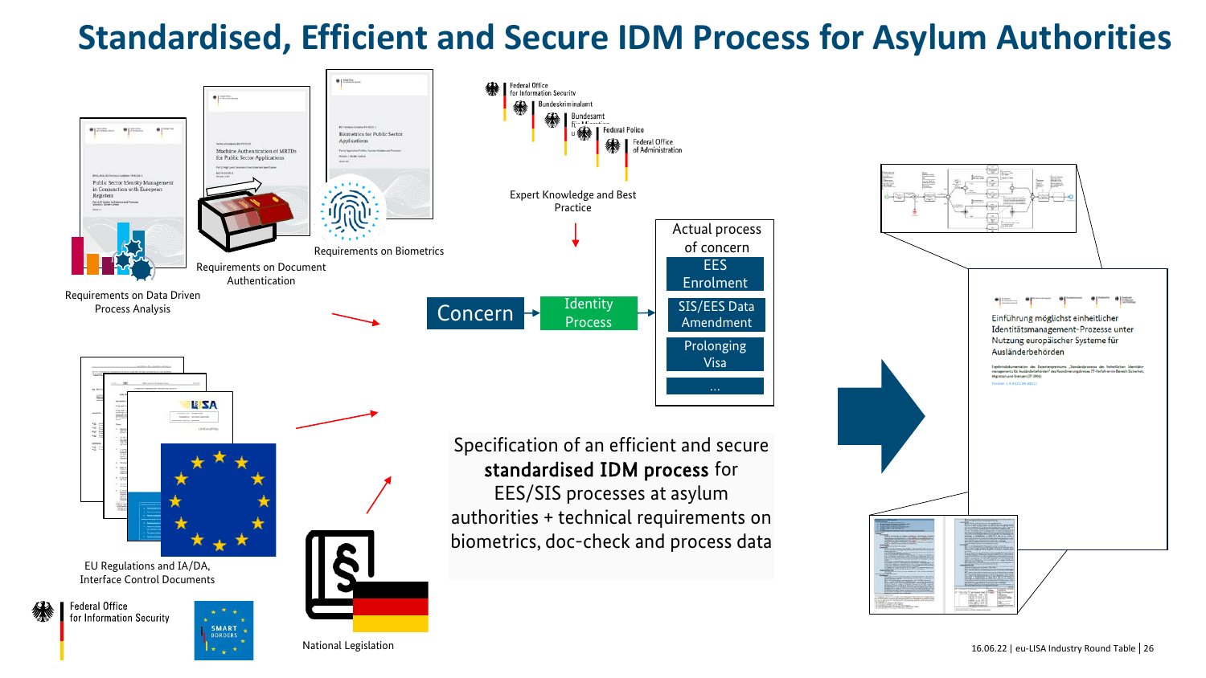# Standardised, Efficient and Secure IDM Process for Asylum Authorities

Requirements on Data Driven Process Analysis

Requirements on Document Authentication

Requirements on Biometrics

Federal Office for Information Security

Bundeskriminalamt

Bundesamt für Migration und Flüchtlinge

Federal Police

Federal Office of Administration

Expert Knowledge and Best Practice

Concern → Identity Process

Actual process of concern

- EES Enrolment
- SIS/EES Data Amendment
- Prolonging Visa
- ...

EU Regulations and IA/DA, Interface Control Documents

Federal Office for Information Security

SMART BORDERS

National Legislation

Specification of an efficient and secure **standardised IDM process** for EES/SIS processes at asylum authorities + technical requirements on biometrics, doc-check and process data

Einführung möglichst einheitlicher Identitätsmanagement-Prozesse unter Nutzung europäischer Systeme für Ausländerbehörden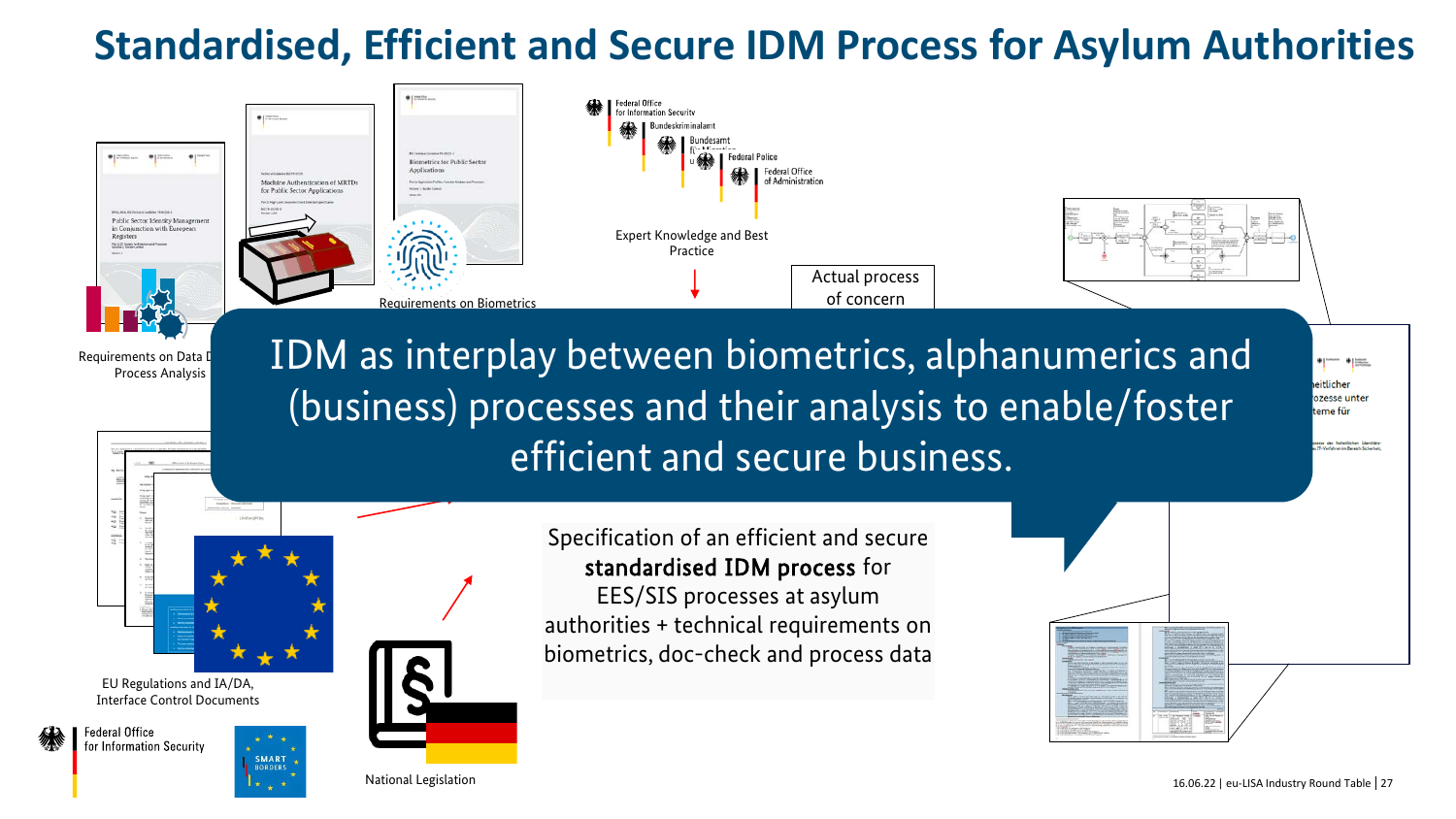# Standardised, Efficient and Secure IDM Process for Asylum Authorities

Requirements on Data D... Process Analysis

Requirements on Biometrics

Expert Knowledge and Best Practice

Actual process of concern

IDM as interplay between biometrics, alphanumerics and (business) processes and their analysis to enable/foster efficient and secure business.

EU Regulations and IA/DA, Interface Control Documents

National Legislation

Specification of an efficient and secure **standardised IDM process** for EES/SIS processes at asylum authorities + technical requirements on biometrics, doc-check and process data

Federal Office for Information Security

16.06.22 | eu-LISA Industry Round Table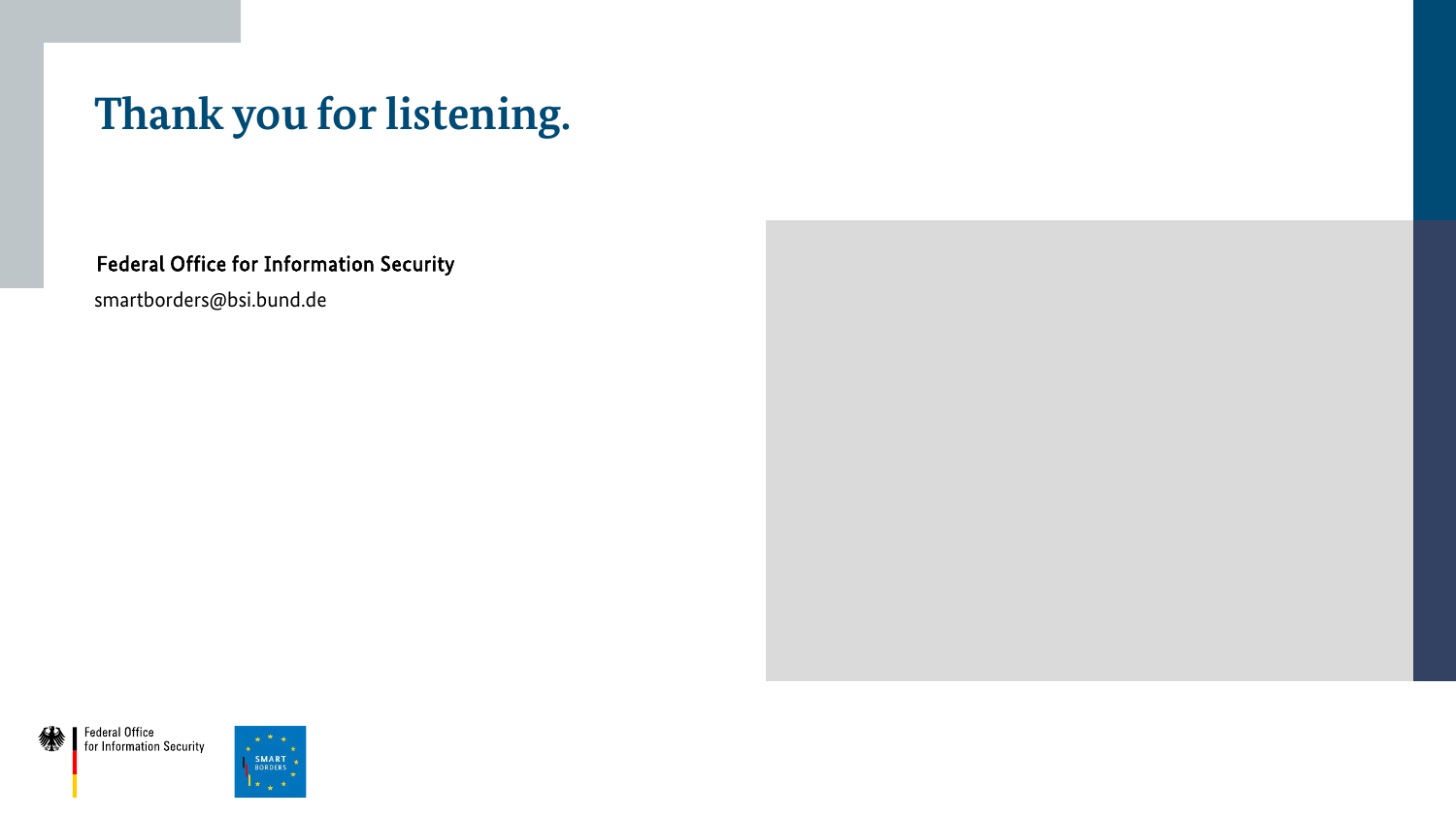# Thank you for listening.

**Federal Office for Information Security**

smartborders@bsi.bund.de